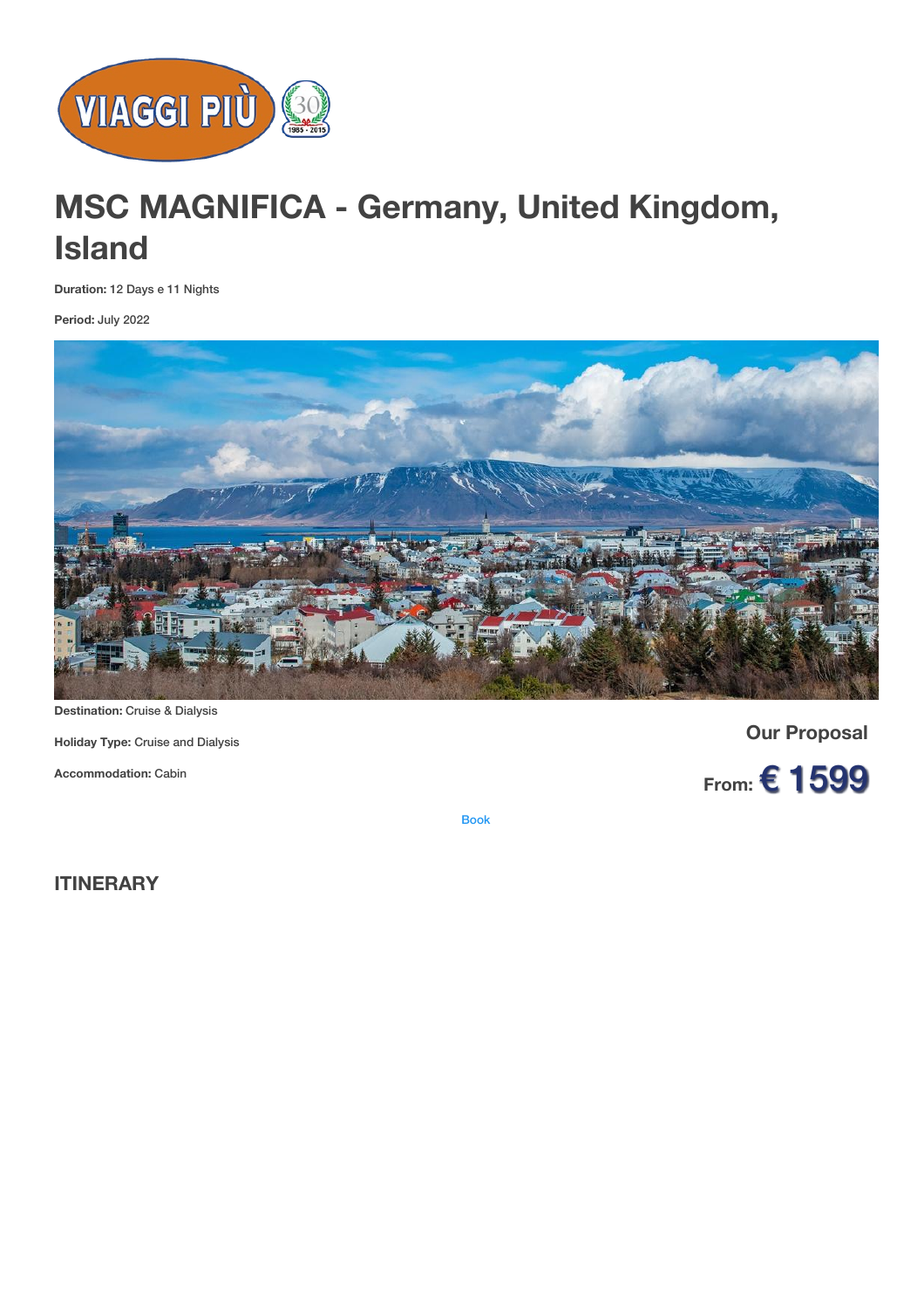# MSC MAGNIFICA - Germany, United Kingdom, Island

**Duration:** 12 Days e 11 Nights

**Period:** July 2022

**Destination:** Cruise & Dialysis

**Holiday Type:** Cruise and Dialysis

**Accommodation:** Cabin

**Our Proposal**

From: **€ 1599**

Book

## ITINERARY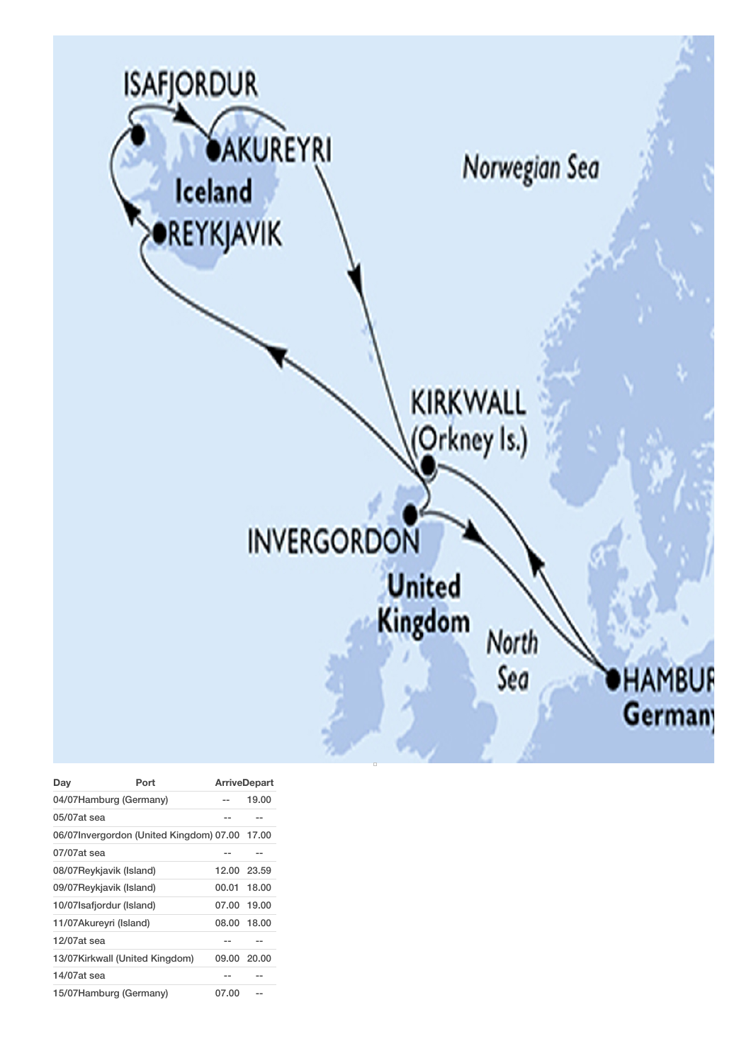| Day | Port | Arrive | Depart |
| --- | --- | --- | --- |
| 04/07 | Hamburg (Germany) | -- | 19.00 |
| 05/07 | at sea | -- | -- |
| 06/07 | Invergordon (United Kingdom) | 07.00 | 17.00 |
| 07/07 | at sea | -- | -- |
| 08/07 | Reykjavik (Island) | 12.00 | 23.59 |
| 09/07 | Reykjavik (Island) | 00.01 | 18.00 |
| 10/07 | Isafjordur (Island) | 07.00 | 19.00 |
| 11/07 | Akureyri (Island) | 08.00 | 18.00 |
| 12/07 | at sea | -- | -- |
| 13/07 | Kirkwall (United Kingdom) | 09.00 | 20.00 |
| 14/07 | at sea | -- | -- |
| 15/07 | Hamburg (Germany) | 07.00 | -- |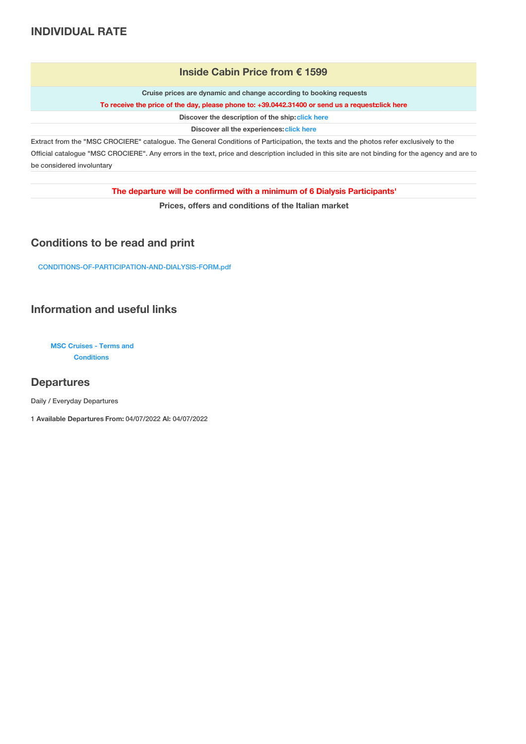## INDIVIDUAL RATE

**Inside Cabin Price from € 1599**

**Cruise prices are dynamic and change according to booking requests**

**To receive the price of the day, please phone to: +39.0442.31400 or send us a request:click here**

**Discover the description of the ship: click here**

**Discover all the experiences: click here**

Extract from the "MSC CROCIERE" catalogue. The General Conditions of Participation, the texts and the photos refer exclusively to the Official catalogue "MSC CROCIERE". Any errors in the text, price and description included in this site are not binding for the agency and are to be considered involuntary

**The departure will be confirmed with a minimum of 6 Dialysis Participants'**

**Prices, offers and conditions of the Italian market**

## Conditions to be read and print

CONDITIONS-OF-PARTICIPATION-AND-DIALYSIS-FORM.pdf

## Information and useful links

**MSC Cruises - Terms and Conditions**

## Departures

Daily / Everyday Departures

**1 Available Departures From:** 04/07/2022 **Al:** 04/07/2022